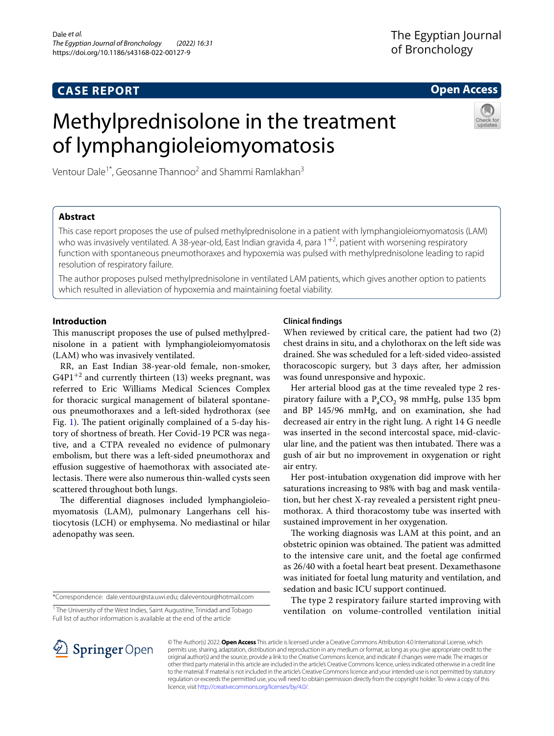## CASE REPORT

**Open Access**

# Methylprednisolone in the treatment of lymphangioleiomyomatosis

Ventour Dale[1*], Geosanne Thannoo[2] and Shammi Ramlakhan[3]

### Abstract

This case report proposes the use of pulsed methylprednisolone in a patient with lymphangioleiomyomatosis (LAM) who was invasively ventilated. A 38-year-old, East Indian gravida 4, para $1^{+2}$, patient with worsening respiratory function with spontaneous pneumothoraxes and hypoxemia was pulsed with methylprednisolone leading to rapid resolution of respiratory failure.

The author proposes pulsed methylprednisolone in ventilated LAM patients, which gives another option to patients which resulted in alleviation of hypoxemia and maintaining foetal viability.

## Introduction

This manuscript proposes the use of pulsed methylprednisolone in a patient with lymphangioleiomyomatosis (LAM) who was invasively ventilated.

RR, an East Indian 38-year-old female, non-smoker, $G4P1^{+2}$ and currently thirteen (13) weeks pregnant, was referred to Eric Williams Medical Sciences Complex for thoracic surgical management of bilateral spontaneous pneumothoraxes and a left-sided hydrothorax (see Fig. 1). The patient originally complained of a 5-day history of shortness of breath. Her Covid-19 PCR was negative, and a CTPA revealed no evidence of pulmonary embolism, but there was a left-sided pneumothorax and effusion suggestive of haemothorax with associated atelectasis. There were also numerous thin-walled cysts seen scattered throughout both lungs.

The differential diagnoses included lymphangioleiomyomatosis (LAM), pulmonary Langerhans cell histiocytosis (LCH) or emphysema. No mediastinal or hilar adenopathy was seen.

### Clinical findings

When reviewed by critical care, the patient had two (2) chest drains in situ, and a chylothorax on the left side was drained. She was scheduled for a left-sided video-assisted thoracoscopic surgery, but 3 days after, her admission was found unresponsive and hypoxic.

Her arterial blood gas at the time revealed type 2 respiratory failure with a $P_aCO_2$ 98 mmHg, pulse 135 bpm and BP 145/96 mmHg, and on examination, she had decreased air entry in the right lung. A right 14 G needle was inserted in the second intercostal space, mid-clavicular line, and the patient was then intubated. There was a gush of air but no improvement in oxygenation or right air entry.

Her post-intubation oxygenation did improve with her saturations increasing to 98% with bag and mask ventilation, but her chest X-ray revealed a persistent right pneumothorax. A third thoracostomy tube was inserted with sustained improvement in her oxygenation.

The working diagnosis was LAM at this point, and an obstetric opinion was obtained. The patient was admitted to the intensive care unit, and the foetal age confirmed as 26/40 with a foetal heart beat present. Dexamethasone was initiated for foetal lung maturity and ventilation, and sedation and basic ICU support continued.

The type 2 respiratory failure started improving with ventilation on volume-controlled ventilation initial

*Correspondence: dale.ventour@sta.uwi.edu; daleventour@hotmail.com

[1] The University of the West Indies, Saint Augustine, Trinidad and Tobago
Full list of author information is available at the end of the article

© The Author(s) 2022. **Open Access** This article is licensed under a Creative Commons Attribution 4.0 International License, which permits use, sharing, adaptation, distribution and reproduction in any medium or format, as long as you give appropriate credit to the original author(s) and the source, provide a link to the Creative Commons licence, and indicate if changes were made. The images or other third party material in this article are included in the article's Creative Commons licence, unless indicated otherwise in a credit line to the material. If material is not included in the article's Creative Commons licence and your intended use is not permitted by statutory regulation or exceeds the permitted use, you will need to obtain permission directly from the copyright holder. To view a copy of this licence, visit http://creativecommons.org/licenses/by/4.0/.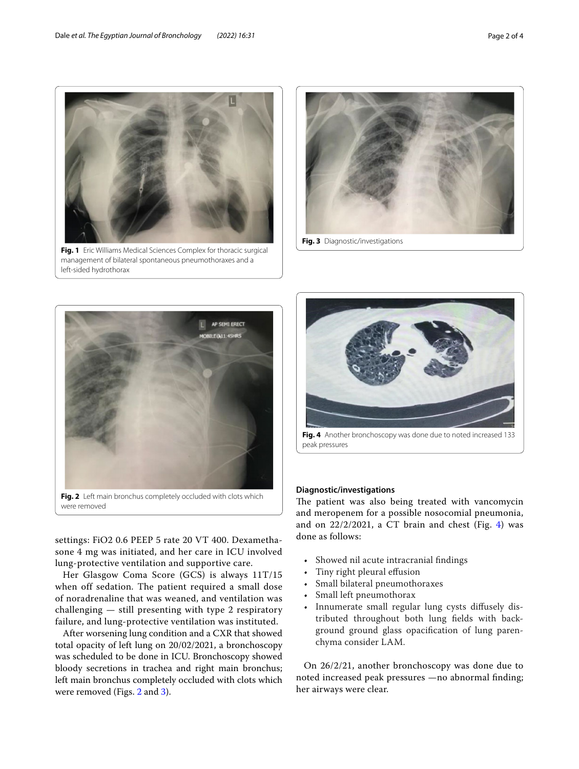Fig. 1 Eric Williams Medical Sciences Complex for thoracic surgical management of bilateral spontaneous pneumothoraxes and a left-sided hydrothorax

Fig. 3 Diagnostic/investigations

Fig. 2 Left main bronchus completely occluded with clots which were removed

Fig. 4 Another bronchoscopy was done due to noted increased 133 peak pressures

settings: FiO2 0.6 PEEP 5 rate 20 VT 400. Dexamethasone 4 mg was initiated, and her care in ICU involved lung-protective ventilation and supportive care.

Her Glasgow Coma Score (GCS) is always 11T/15 when off sedation. The patient required a small dose of noradrenaline that was weaned, and ventilation was challenging — still presenting with type 2 respiratory failure, and lung-protective ventilation was instituted.

After worsening lung condition and a CXR that showed total opacity of left lung on 20/02/2021, a bronchoscopy was scheduled to be done in ICU. Bronchoscopy showed bloody secretions in trachea and right main bronchus; left main bronchus completely occluded with clots which were removed (Figs. 2 and 3).

### Diagnostic/investigations

The patient was also being treated with vancomycin and meropenem for a possible nosocomial pneumonia, and on 22/2/2021, a CT brain and chest (Fig. 4) was done as follows:

- Showed nil acute intracranial findings
- Tiny right pleural effusion
- Small bilateral pneumothoraxes
- Small left pneumothorax
- Innumerate small regular lung cysts diffusely distributed throughout both lung fields with background ground glass opacification of lung parenchyma consider LAM.

On 26/2/21, another bronchoscopy was done due to noted increased peak pressures —no abnormal finding; her airways were clear.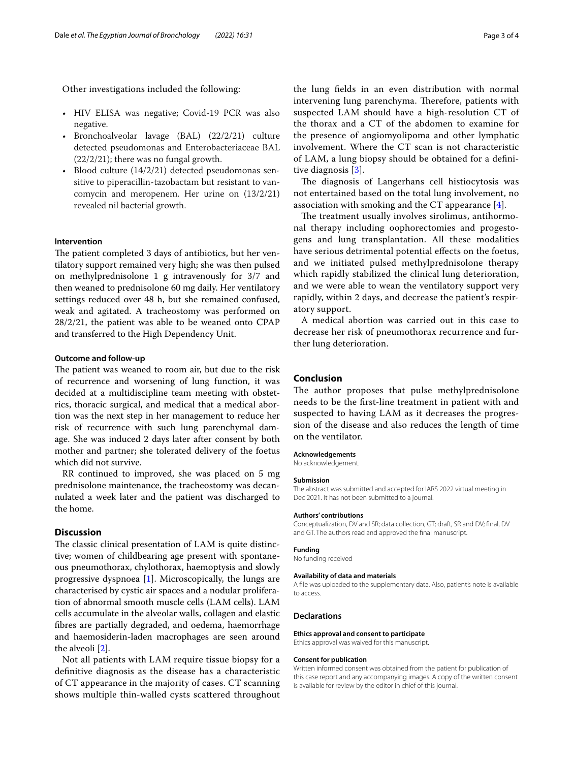Other investigations included the following:

- HIV ELISA was negative; Covid-19 PCR was also negative.
- Bronchoalveolar lavage (BAL) (22/2/21) culture detected pseudomonas and Enterobacteriaceae BAL (22/2/21); there was no fungal growth.
- Blood culture (14/2/21) detected pseudomonas sensitive to piperacillin-tazobactam but resistant to vancomycin and meropenem. Her urine on (13/2/21) revealed nil bacterial growth.

### Intervention

The patient completed 3 days of antibiotics, but her ventilatory support remained very high; she was then pulsed on methylprednisolone 1 g intravenously for 3/7 and then weaned to prednisolone 60 mg daily. Her ventilatory settings reduced over 48 h, but she remained confused, weak and agitated. A tracheostomy was performed on 28/2/21, the patient was able to be weaned onto CPAP and transferred to the High Dependency Unit.

### Outcome and follow-up

The patient was weaned to room air, but due to the risk of recurrence and worsening of lung function, it was decided at a multidiscipline team meeting with obstetrics, thoracic surgical, and medical that a medical abortion was the next step in her management to reduce her risk of recurrence with such lung parenchymal damage. She was induced 2 days later after consent by both mother and partner; she tolerated delivery of the foetus which did not survive.

RR continued to improved, she was placed on 5 mg prednisolone maintenance, the tracheostomy was decannulated a week later and the patient was discharged to the home.

## Discussion

The classic clinical presentation of LAM is quite distinctive; women of childbearing age present with spontaneous pneumothorax, chylothorax, haemoptysis and slowly progressive dyspnoea [1]. Microscopically, the lungs are characterised by cystic air spaces and a nodular proliferation of abnormal smooth muscle cells (LAM cells). LAM cells accumulate in the alveolar walls, collagen and elastic fibres are partially degraded, and oedema, haemorrhage and haemosiderin-laden macrophages are seen around the alveoli [2].

Not all patients with LAM require tissue biopsy for a definitive diagnosis as the disease has a characteristic of CT appearance in the majority of cases. CT scanning shows multiple thin-walled cysts scattered throughout the lung fields in an even distribution with normal intervening lung parenchyma. Therefore, patients with suspected LAM should have a high-resolution CT of the thorax and a CT of the abdomen to examine for the presence of angiomyolipoma and other lymphatic involvement. Where the CT scan is not characteristic of LAM, a lung biopsy should be obtained for a definitive diagnosis [3].

The diagnosis of Langerhans cell histiocytosis was not entertained based on the total lung involvement, no association with smoking and the CT appearance [4].

The treatment usually involves sirolimus, antihormonal therapy including oophorectomies and progestogens and lung transplantation. All these modalities have serious detrimental potential effects on the foetus, and we initiated pulsed methylprednisolone therapy which rapidly stabilized the clinical lung deterioration, and we were able to wean the ventilatory support very rapidly, within 2 days, and decrease the patient's respiratory support.

A medical abortion was carried out in this case to decrease her risk of pneumothorax recurrence and further lung deterioration.

## Conclusion

The author proposes that pulse methylprednisolone needs to be the first-line treatment in patient with and suspected to having LAM as it decreases the progression of the disease and also reduces the length of time on the ventilator.

#### Acknowledgements

No acknowledgement.

#### Submission

The abstract was submitted and accepted for IARS 2022 virtual meeting in Dec 2021. It has not been submitted to a journal.

#### Authors' contributions

Conceptualization, DV and SR; data collection, GT; draft, SR and DV; final, DV and GT. The authors read and approved the final manuscript.

#### Funding

No funding received

#### Availability of data and materials

A file was uploaded to the supplementary data. Also, patient's note is available to access.

### Declarations

#### Ethics approval and consent to participate

Ethics approval was waived for this manuscript.

#### Consent for publication

Written informed consent was obtained from the patient for publication of this case report and any accompanying images. A copy of the written consent is available for review by the editor in chief of this journal.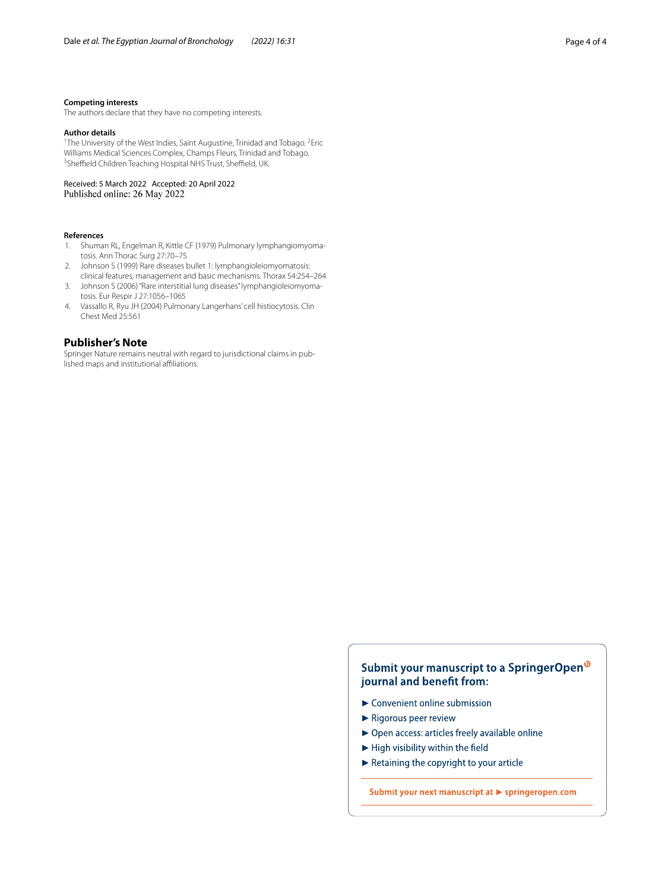**Competing interests**

The authors declare that they have no competing interests.

**Author details**

[1]The University of the West Indies, Saint Augustine, Trinidad and Tobago. [2]Eric Williams Medical Sciences Complex, Champs Fleurs, Trinidad and Tobago. [3]Sheffield Children Teaching Hospital NHS Trust, Sheffield, UK.

Received: 5 March 2022 Accepted: 20 April 2022
Published online: 26 May 2022

**References**

1. Shuman RL, Engelman R, Kittle CF (1979) Pulmonary lymphangiomyomatosis. Ann Thorac Surg 27:70–75
2. Johnson S (1999) Rare diseases bullet 1: lymphangioleiomyomatosis: clinical features, management and basic mechanisms. Thorax 54:254–264
3. Johnson S (2006) "Rare interstitial lung diseases" lymphangioleiomyomatosis. Eur Respir J 27:1056–1065
4. Vassallo R, Ryu JH (2004) Pulmonary Langerhans' cell histiocytosis. Clin Chest Med 25:561

## Publisher's Note

Springer Nature remains neutral with regard to jurisdictional claims in published maps and institutional affiliations.

**Submit your manuscript to a SpringerOpen journal and benefit from:**

► Convenient online submission
► Rigorous peer review
► Open access: articles freely available online
► High visibility within the field
► Retaining the copyright to your article

**Submit your next manuscript at ► springeropen.com**